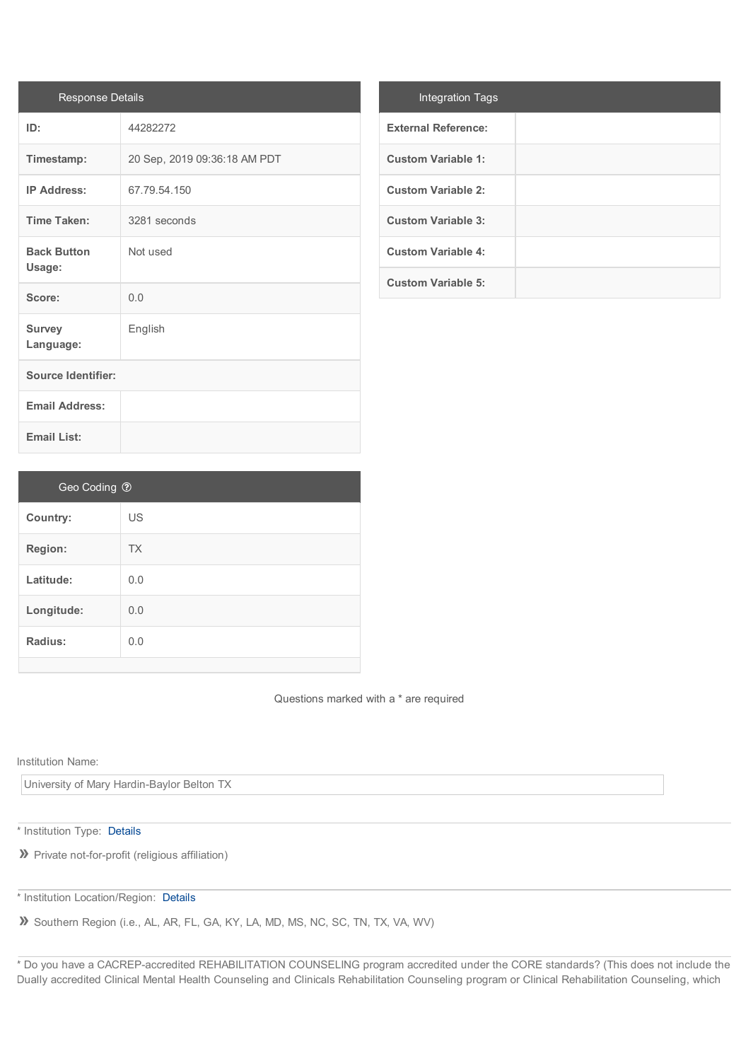| Response Details | |
| --- | --- |
| **ID:** | 44282272 |
| **Timestamp:** | 20 Sep, 2019 09:36:18 AM PDT |
| **IP Address:** | 67.79.54.150 |
| **Time Taken:** | 3281 seconds |
| **Back Button Usage:** | Not used |
| **Score:** | 0.0 |
| **Survey Language:** | English |
| **Source Identifier:** | |
| **Email Address:** | |
| **Email List:** | |

| Integration Tags | |
| --- | --- |
| **External Reference:** | |
| **Custom Variable 1:** | |
| **Custom Variable 2:** | |
| **Custom Variable 3:** | |
| **Custom Variable 4:** | |
| **Custom Variable 5:** | |

| Geo Coding ⓘ | |
| --- | --- |
| **Country:** | US |
| **Region:** | TX |
| **Latitude:** | 0.0 |
| **Longitude:** | 0.0 |
| **Radius:** | 0.0 |

Questions marked with a * are required

Institution Name:

University of Mary Hardin-Baylor Belton TX

* Institution Type: Details

» Private not-for-profit (religious affiliation)

* Institution Location/Region: Details

» Southern Region (i.e., AL, AR, FL, GA, KY, LA, MD, MS, NC, SC, TN, TX, VA, WV)

* Do you have a CACREP-accredited REHABILITATION COUNSELING program accredited under the CORE standards? (This does not include the Dually accredited Clinical Mental Health Counseling and Clinicals Rehabilitation Counseling program or Clinical Rehabilitation Counseling, which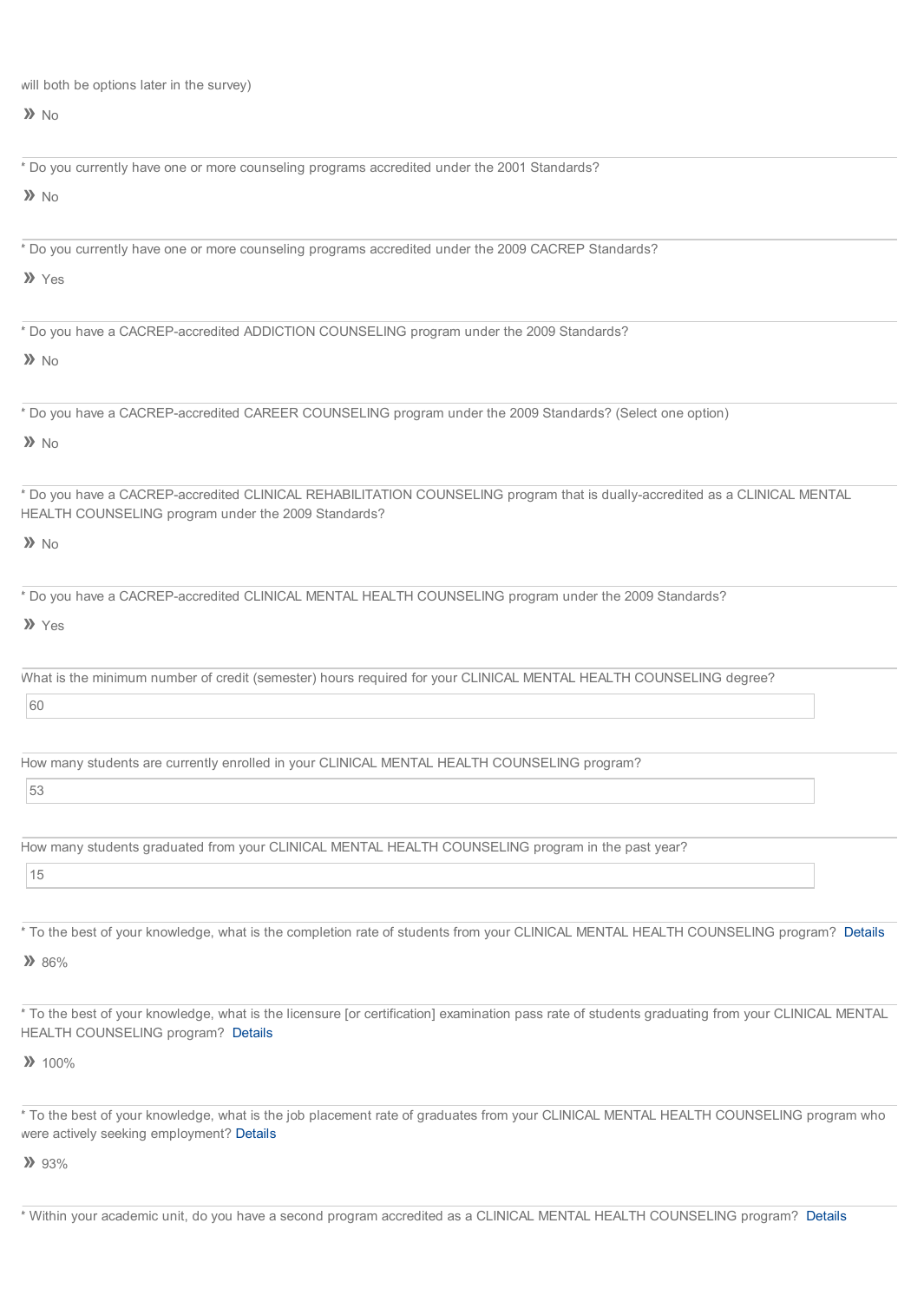will both be options later in the survey)

» No

---

* Do you currently have one or more counseling programs accredited under the 2001 Standards?

» No

---

* Do you currently have one or more counseling programs accredited under the 2009 CACREP Standards?

» Yes

---

* Do you have a CACREP-accredited ADDICTION COUNSELING program under the 2009 Standards?

» No

---

* Do you have a CACREP-accredited CAREER COUNSELING program under the 2009 Standards? (Select one option)

» No

---

* Do you have a CACREP-accredited CLINICAL REHABILITATION COUNSELING program that is dually-accredited as a CLINICAL MENTAL HEALTH COUNSELING program under the 2009 Standards?

» No

---

* Do you have a CACREP-accredited CLINICAL MENTAL HEALTH COUNSELING program under the 2009 Standards?

» Yes

---

What is the minimum number of credit (semester) hours required for your CLINICAL MENTAL HEALTH COUNSELING degree?

60

---

How many students are currently enrolled in your CLINICAL MENTAL HEALTH COUNSELING program?

53

---

How many students graduated from your CLINICAL MENTAL HEALTH COUNSELING program in the past year?

15

---

* To the best of your knowledge, what is the completion rate of students from your CLINICAL MENTAL HEALTH COUNSELING program? Details

» 86%

---

* To the best of your knowledge, what is the licensure [or certification] examination pass rate of students graduating from your CLINICAL MENTAL HEALTH COUNSELING program? Details

» 100%

---

* To the best of your knowledge, what is the job placement rate of graduates from your CLINICAL MENTAL HEALTH COUNSELING program who were actively seeking employment? Details

» 93%

---

* Within your academic unit, do you have a second program accredited as a CLINICAL MENTAL HEALTH COUNSELING program? Details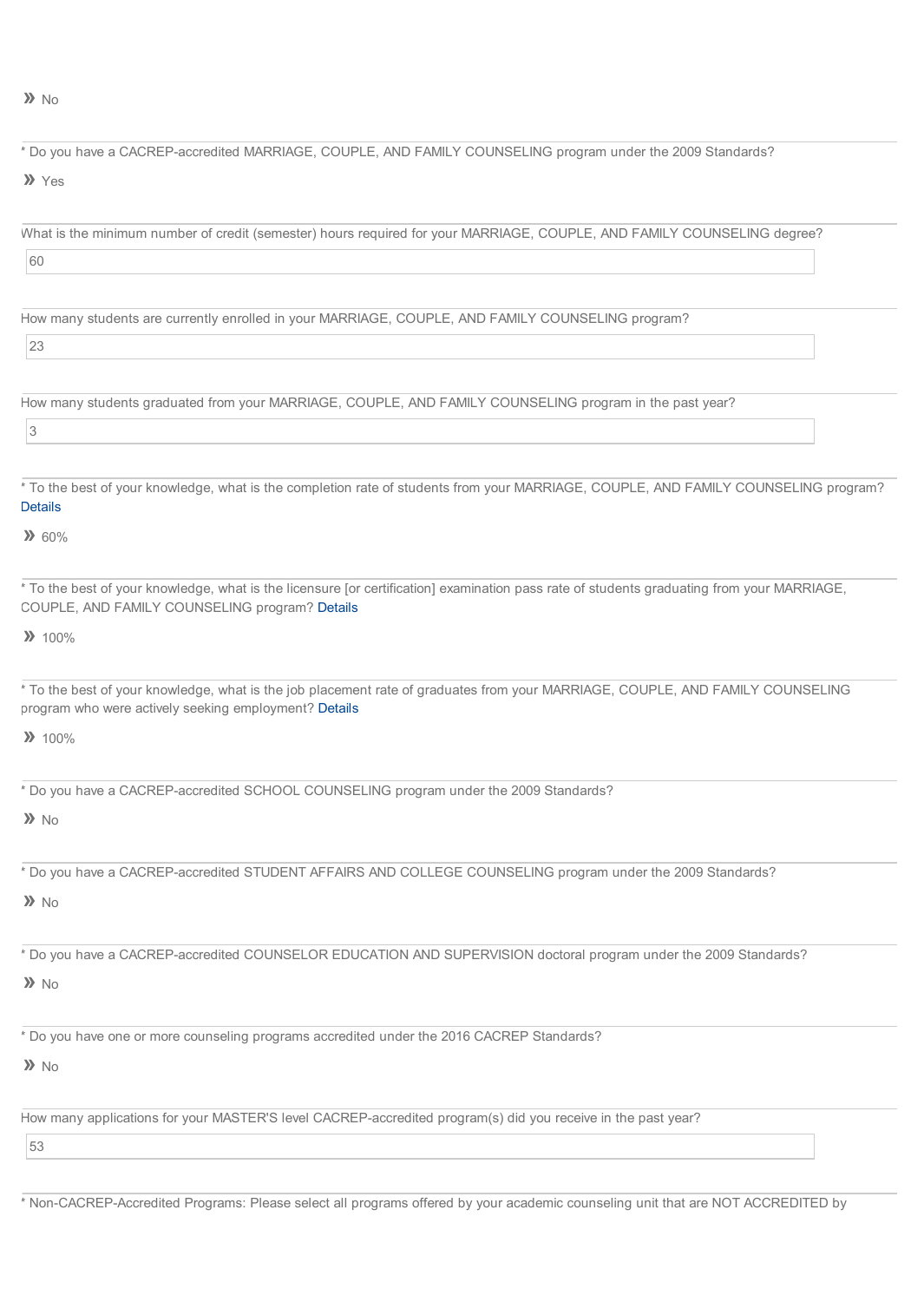» No

* Do you have a CACREP-accredited MARRIAGE, COUPLE, AND FAMILY COUNSELING program under the 2009 Standards?

» Yes

What is the minimum number of credit (semester) hours required for your MARRIAGE, COUPLE, AND FAMILY COUNSELING degree?

60

How many students are currently enrolled in your MARRIAGE, COUPLE, AND FAMILY COUNSELING program?

23

How many students graduated from your MARRIAGE, COUPLE, AND FAMILY COUNSELING program in the past year?

3

* To the best of your knowledge, what is the completion rate of students from your MARRIAGE, COUPLE, AND FAMILY COUNSELING program? Details

» 60%

* To the best of your knowledge, what is the licensure [or certification] examination pass rate of students graduating from your MARRIAGE, COUPLE, AND FAMILY COUNSELING program? Details

» 100%

* To the best of your knowledge, what is the job placement rate of graduates from your MARRIAGE, COUPLE, AND FAMILY COUNSELING program who were actively seeking employment? Details

» 100%

* Do you have a CACREP-accredited SCHOOL COUNSELING program under the 2009 Standards?

» No

* Do you have a CACREP-accredited STUDENT AFFAIRS AND COLLEGE COUNSELING program under the 2009 Standards?

» No

* Do you have a CACREP-accredited COUNSELOR EDUCATION AND SUPERVISION doctoral program under the 2009 Standards?

» No

* Do you have one or more counseling programs accredited under the 2016 CACREP Standards?

» No

How many applications for your MASTER'S level CACREP-accredited program(s) did you receive in the past year?

53

* Non-CACREP-Accredited Programs: Please select all programs offered by your academic counseling unit that are NOT ACCREDITED by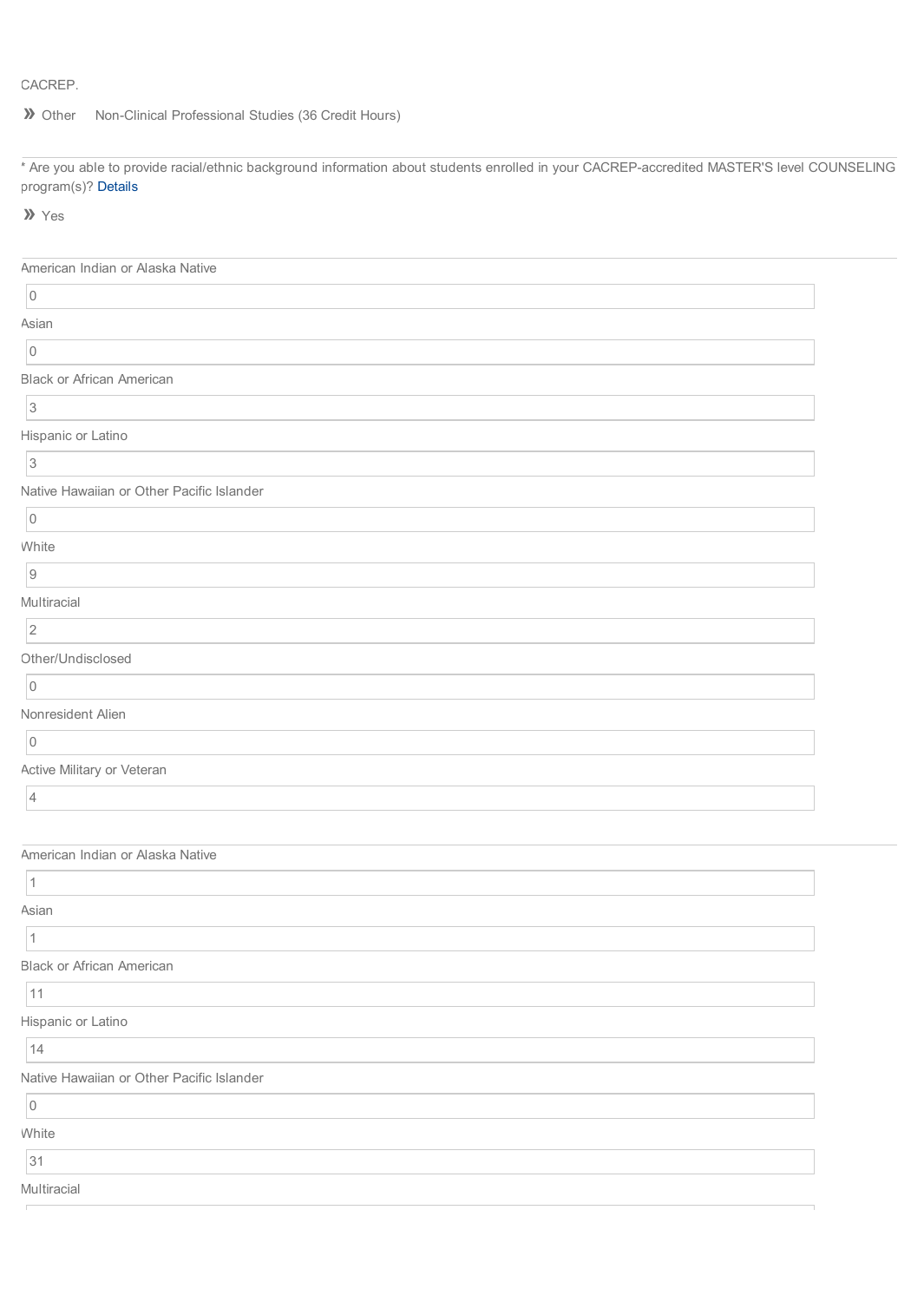CACREP.

» Other Non-Clinical Professional Studies (36 Credit Hours)

---

* Are you able to provide racial/ethnic background information about students enrolled in your CACREP-accredited MASTER'S level COUNSELING program(s)? Details

» Yes

---

American Indian or Alaska Native

0

Asian

0

Black or African American

3

Hispanic or Latino

3

Native Hawaiian or Other Pacific Islander

0

White

9

Multiracial

2

Other/Undisclosed

0

Nonresident Alien

0

Active Military or Veteran

4

---

American Indian or Alaska Native

1

Asian

1

Black or African American

11

Hispanic or Latino

14

Native Hawaiian or Other Pacific Islander

0

White

31

Multiracial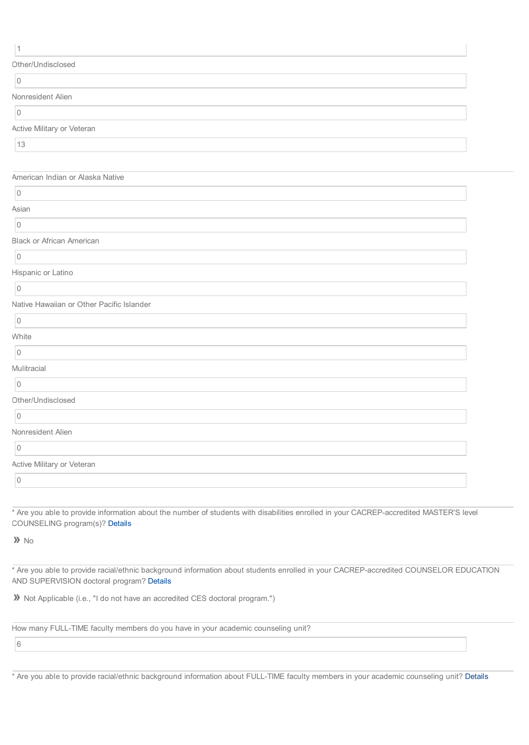1

Other/Undisclosed

0

Nonresident Alien

0

Active Military or Veteran

13

---

American Indian or Alaska Native

0

Asian

0

Black or African American

0

Hispanic or Latino

0

Native Hawaiian or Other Pacific Islander

0

White

0

Mulitracial

0

Other/Undisclosed

0

Nonresident Alien

0

Active Military or Veteran

0

---

* Are you able to provide information about the number of students with disabilities enrolled in your CACREP-accredited MASTER'S level COUNSELING program(s)? Details

» No

---

* Are you able to provide racial/ethnic background information about students enrolled in your CACREP-accredited COUNSELOR EDUCATION AND SUPERVISION doctoral program? Details

» Not Applicable (i.e., "I do not have an accredited CES doctoral program.")

---

How many FULL-TIME faculty members do you have in your academic counseling unit?

6

---

* Are you able to provide racial/ethnic background information about FULL-TIME faculty members in your academic counseling unit? Details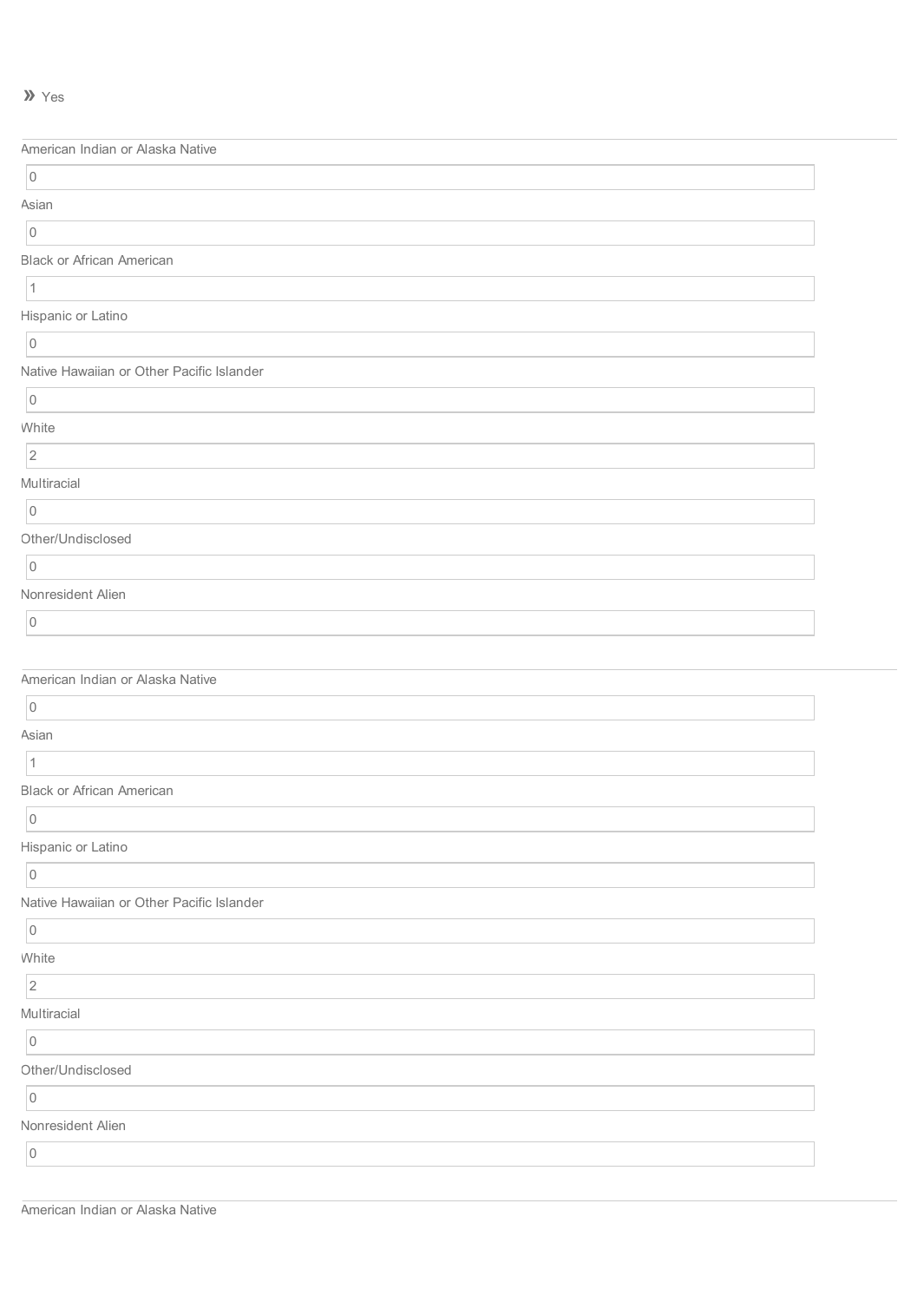» Yes

---

American Indian or Alaska Native

0

Asian

0

Black or African American

1

Hispanic or Latino

0

Native Hawaiian or Other Pacific Islander

0

White

2

Multiracial

0

Other/Undisclosed

0

Nonresident Alien

0

---

American Indian or Alaska Native

0

Asian

1

Black or African American

0

Hispanic or Latino

0

Native Hawaiian or Other Pacific Islander

0

White

2

Multiracial

0

Other/Undisclosed

0

Nonresident Alien

0

---

American Indian or Alaska Native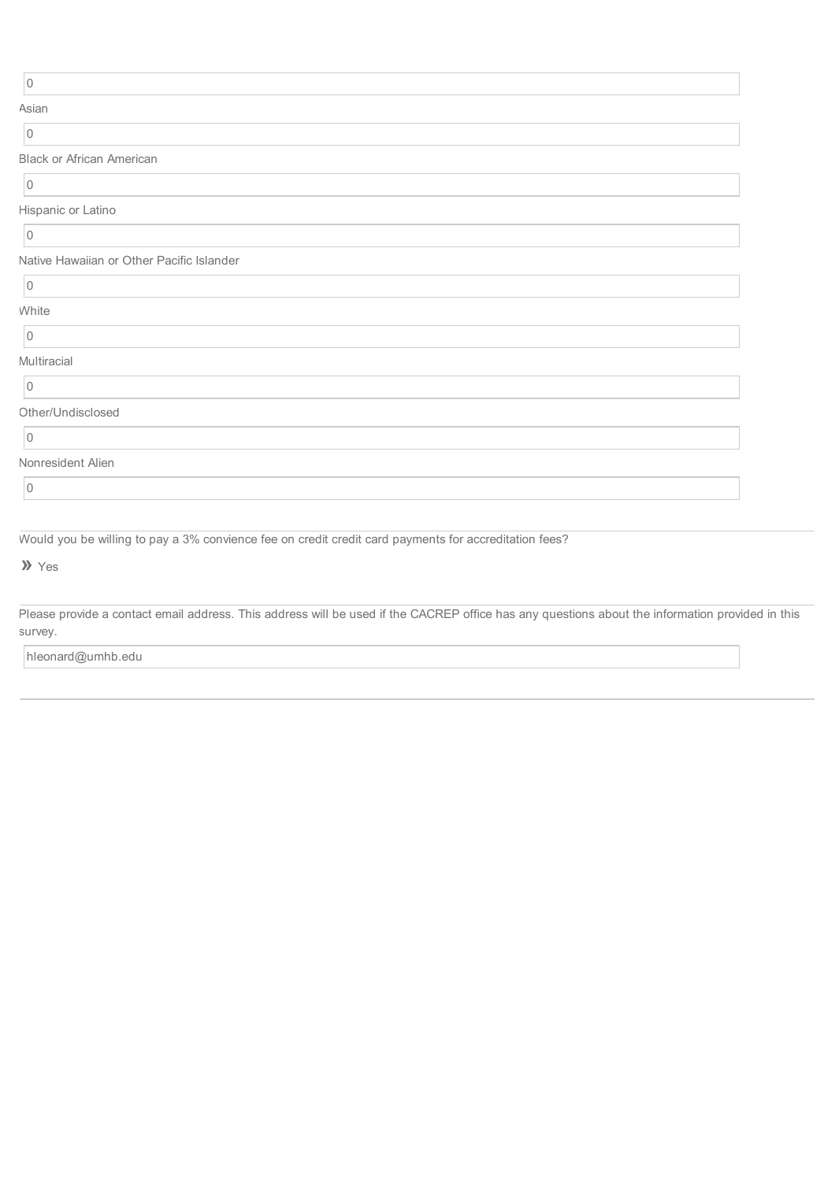0

Asian

0

Black or African American

0

Hispanic or Latino

0

Native Hawaiian or Other Pacific Islander

0

White

0

Multiracial

0

Other/Undisclosed

0

Nonresident Alien

0

---

Would you be willing to pay a 3% convience fee on credit credit card payments for accreditation fees?

» Yes

---

Please provide a contact email address. This address will be used if the CACREP office has any questions about the information provided in this survey.

hleonard@umhb.edu

---